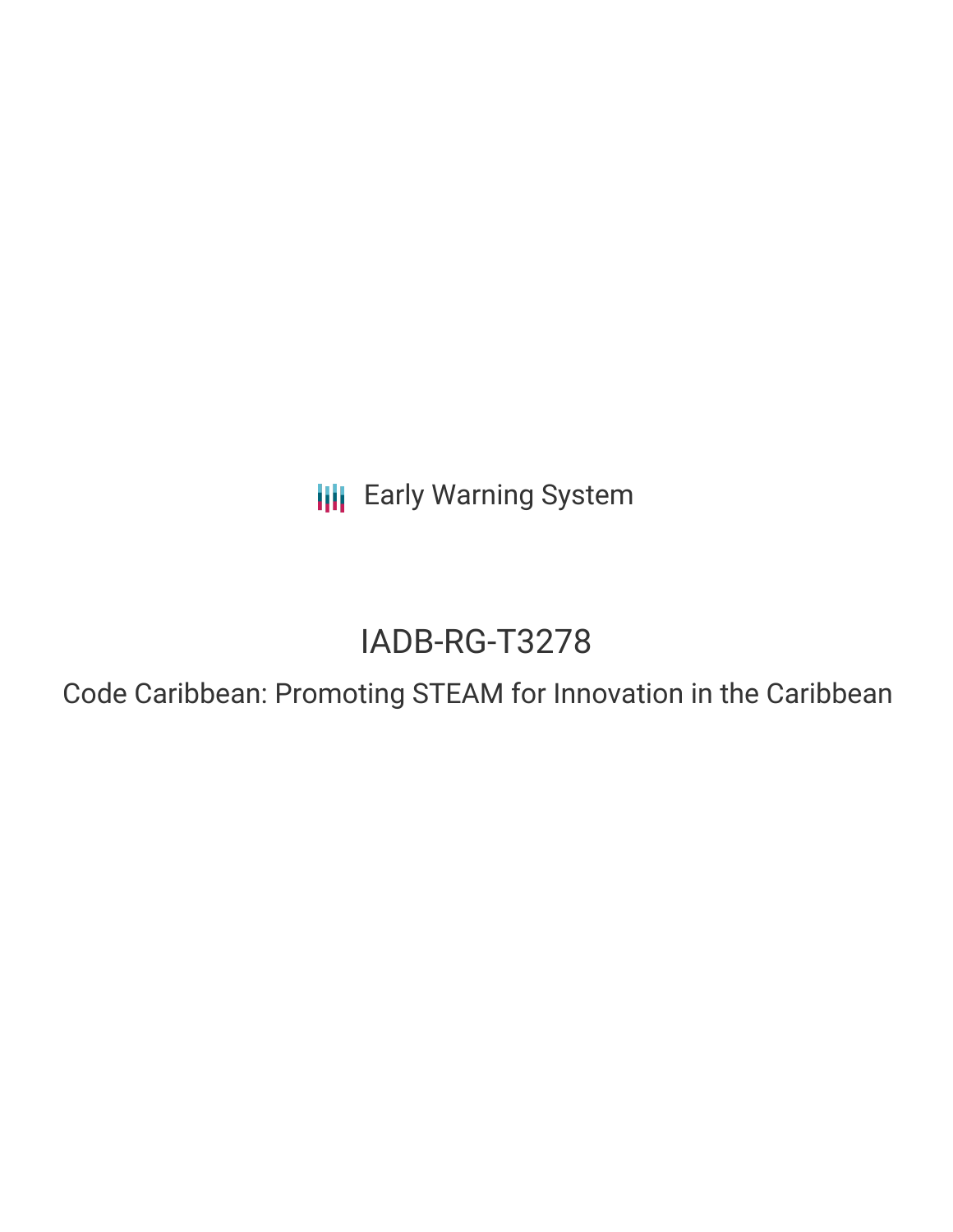Early Warning System

# IADB-RG-T3278

## Code Caribbean: Promoting STEAM for Innovation in the Caribbean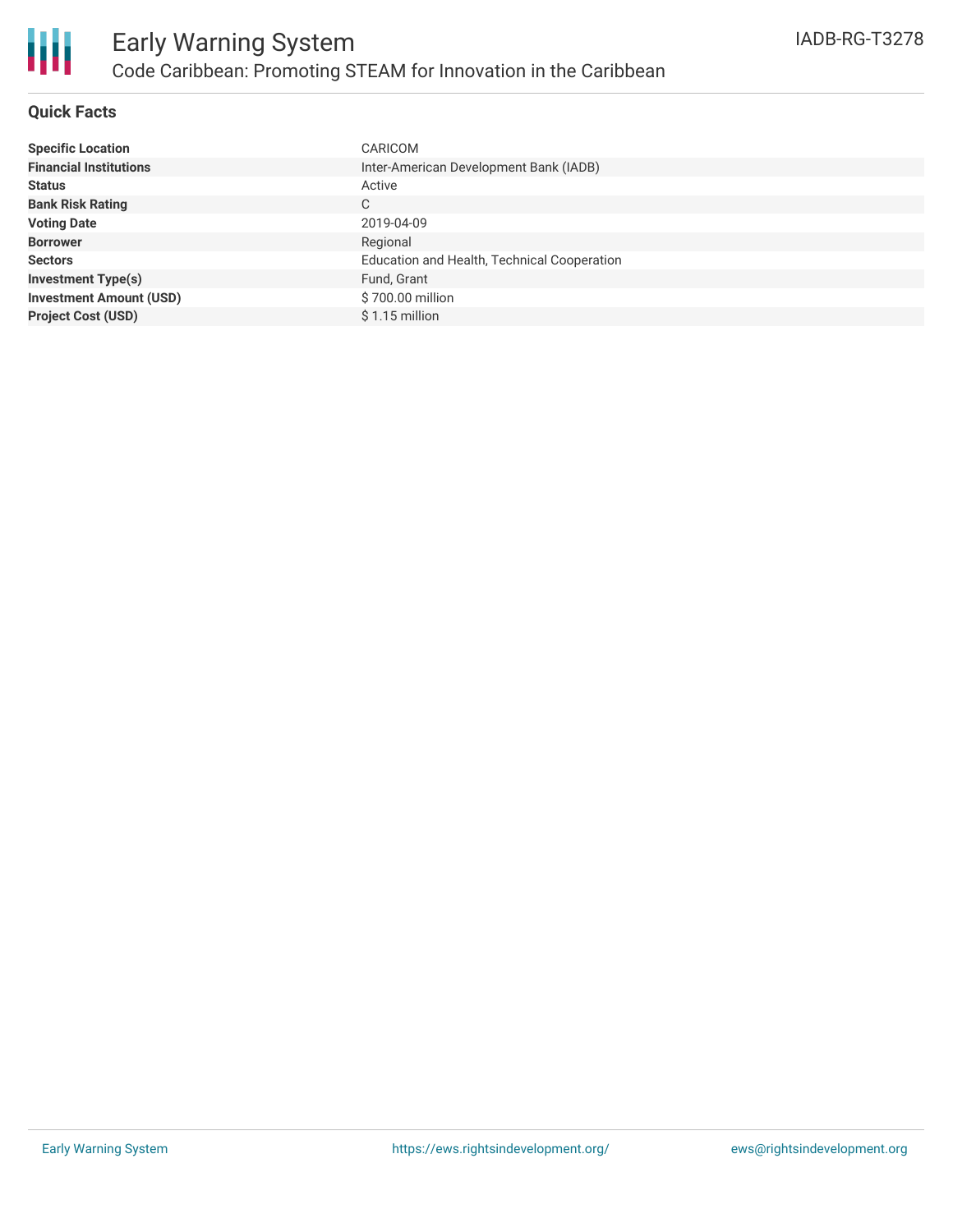# Early Warning System

## Code Caribbean: Promoting STEAM for Innovation in the Caribbean

IADB-RG-T3278

### Quick Facts

| | |
|---|---|
| **Specific Location** | CARICOM |
| **Financial Institutions** | Inter-American Development Bank (IADB) |
| **Status** | Active |
| **Bank Risk Rating** | C |
| **Voting Date** | 2019-04-09 |
| **Borrower** | Regional |
| **Sectors** | Education and Health, Technical Cooperation |
| **Investment Type(s)** | Fund, Grant |
| **Investment Amount (USD)** | $ 700.00 million |
| **Project Cost (USD)** | $ 1.15 million |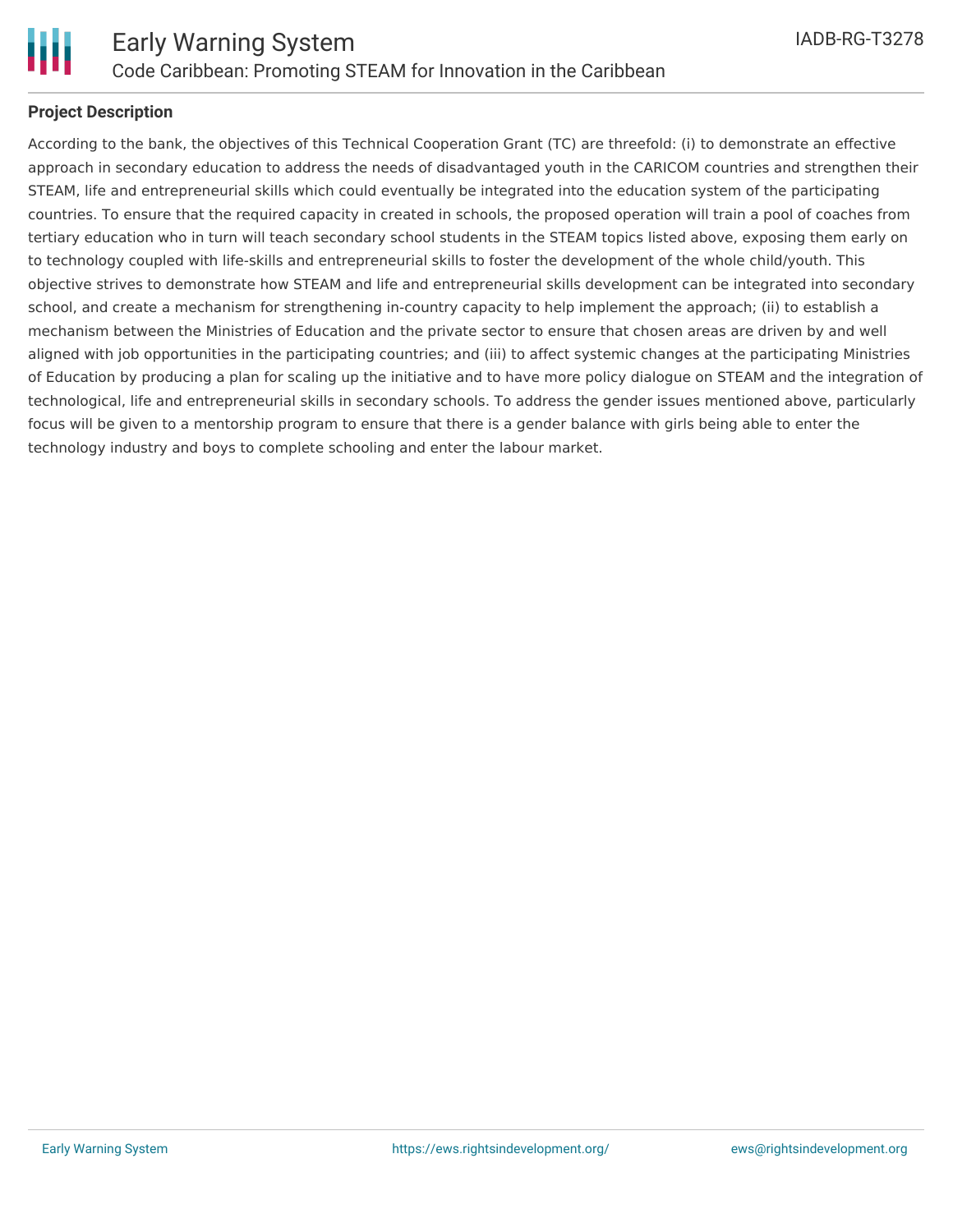## Project Description

According to the bank, the objectives of this Technical Cooperation Grant (TC) are threefold: (i) to demonstrate an effective approach in secondary education to address the needs of disadvantaged youth in the CARICOM countries and strengthen their STEAM, life and entrepreneurial skills which could eventually be integrated into the education system of the participating countries. To ensure that the required capacity in created in schools, the proposed operation will train a pool of coaches from tertiary education who in turn will teach secondary school students in the STEAM topics listed above, exposing them early on to technology coupled with life-skills and entrepreneurial skills to foster the development of the whole child/youth. This objective strives to demonstrate how STEAM and life and entrepreneurial skills development can be integrated into secondary school, and create a mechanism for strengthening in-country capacity to help implement the approach; (ii) to establish a mechanism between the Ministries of Education and the private sector to ensure that chosen areas are driven by and well aligned with job opportunities in the participating countries; and (iii) to affect systemic changes at the participating Ministries of Education by producing a plan for scaling up the initiative and to have more policy dialogue on STEAM and the integration of technological, life and entrepreneurial skills in secondary schools. To address the gender issues mentioned above, particularly focus will be given to a mentorship program to ensure that there is a gender balance with girls being able to enter the technology industry and boys to complete schooling and enter the labour market.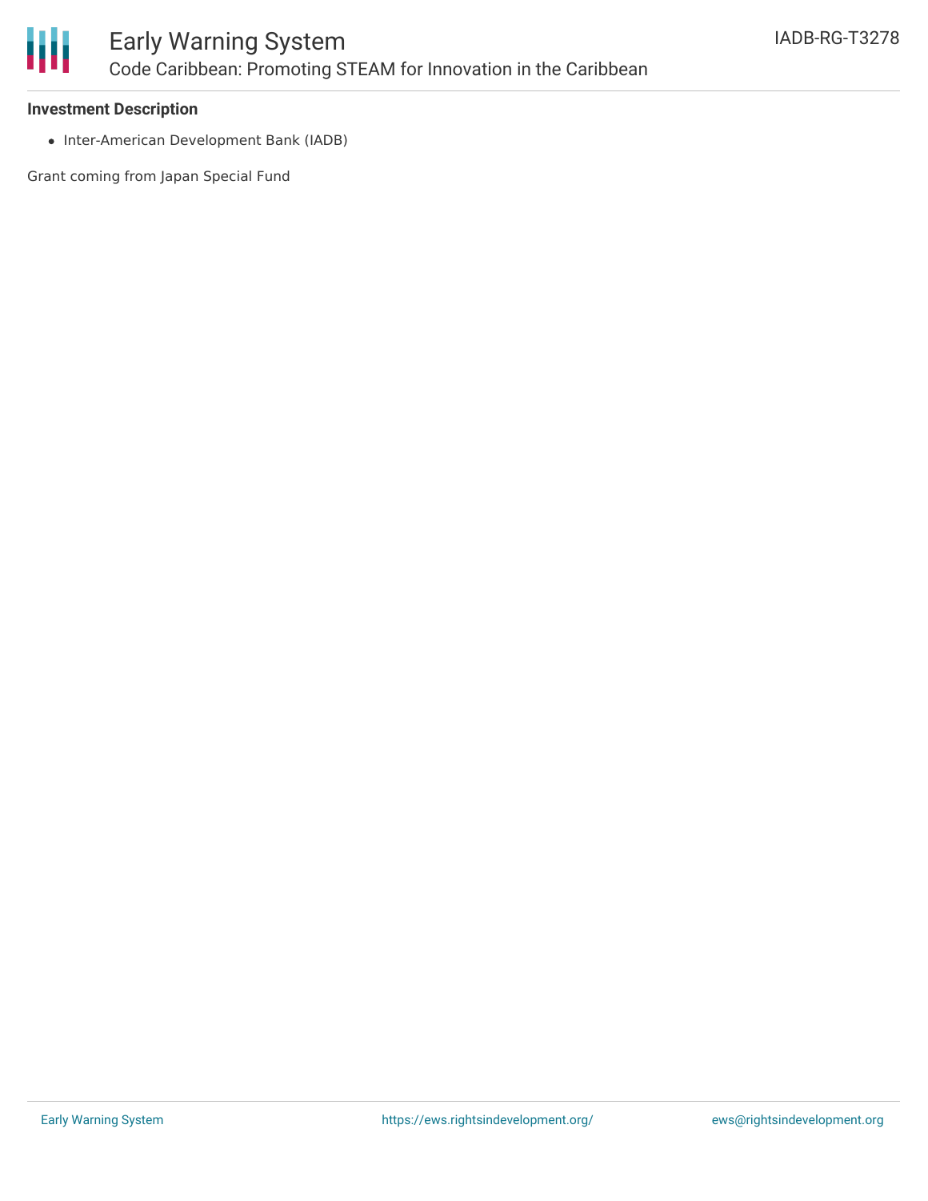**Investment Description**

- Inter-American Development Bank (IADB)

Grant coming from Japan Special Fund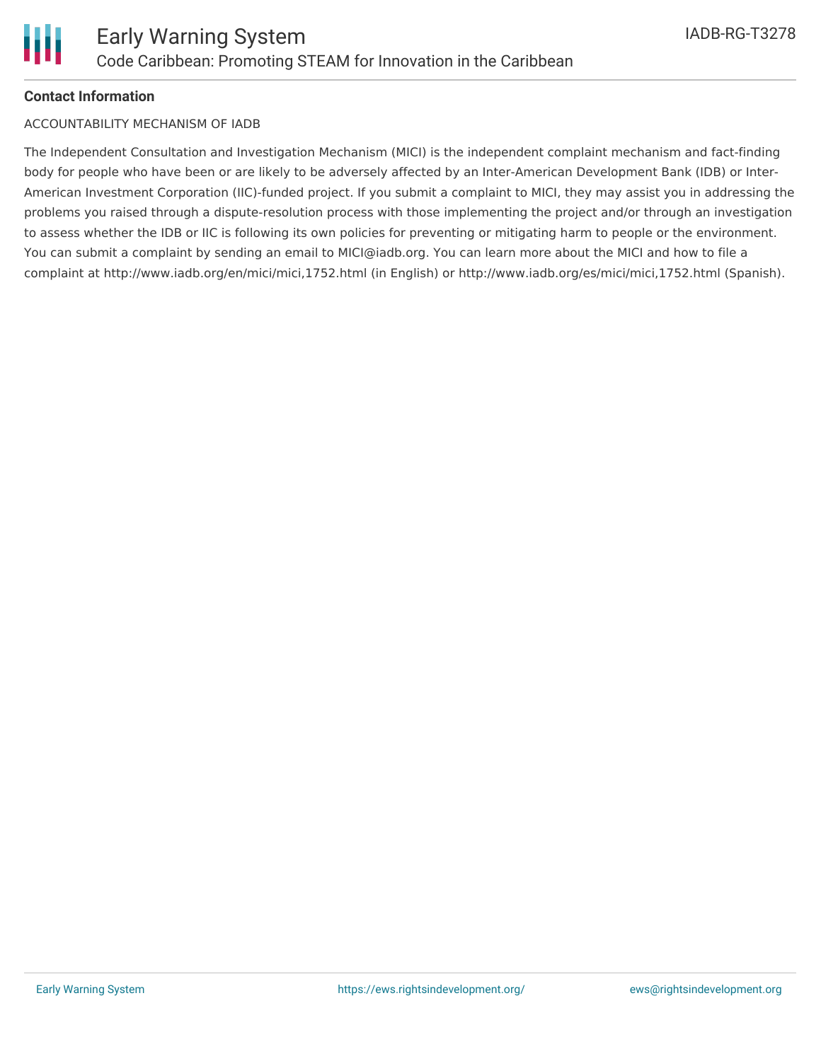**Contact Information**

ACCOUNTABILITY MECHANISM OF IADB

The Independent Consultation and Investigation Mechanism (MICI) is the independent complaint mechanism and fact-finding body for people who have been or are likely to be adversely affected by an Inter-American Development Bank (IDB) or Inter-American Investment Corporation (IIC)-funded project. If you submit a complaint to MICI, they may assist you in addressing the problems you raised through a dispute-resolution process with those implementing the project and/or through an investigation to assess whether the IDB or IIC is following its own policies for preventing or mitigating harm to people or the environment. You can submit a complaint by sending an email to MICI@iadb.org. You can learn more about the MICI and how to file a complaint at http://www.iadb.org/en/mici/mici,1752.html (in English) or http://www.iadb.org/es/mici/mici,1752.html (Spanish).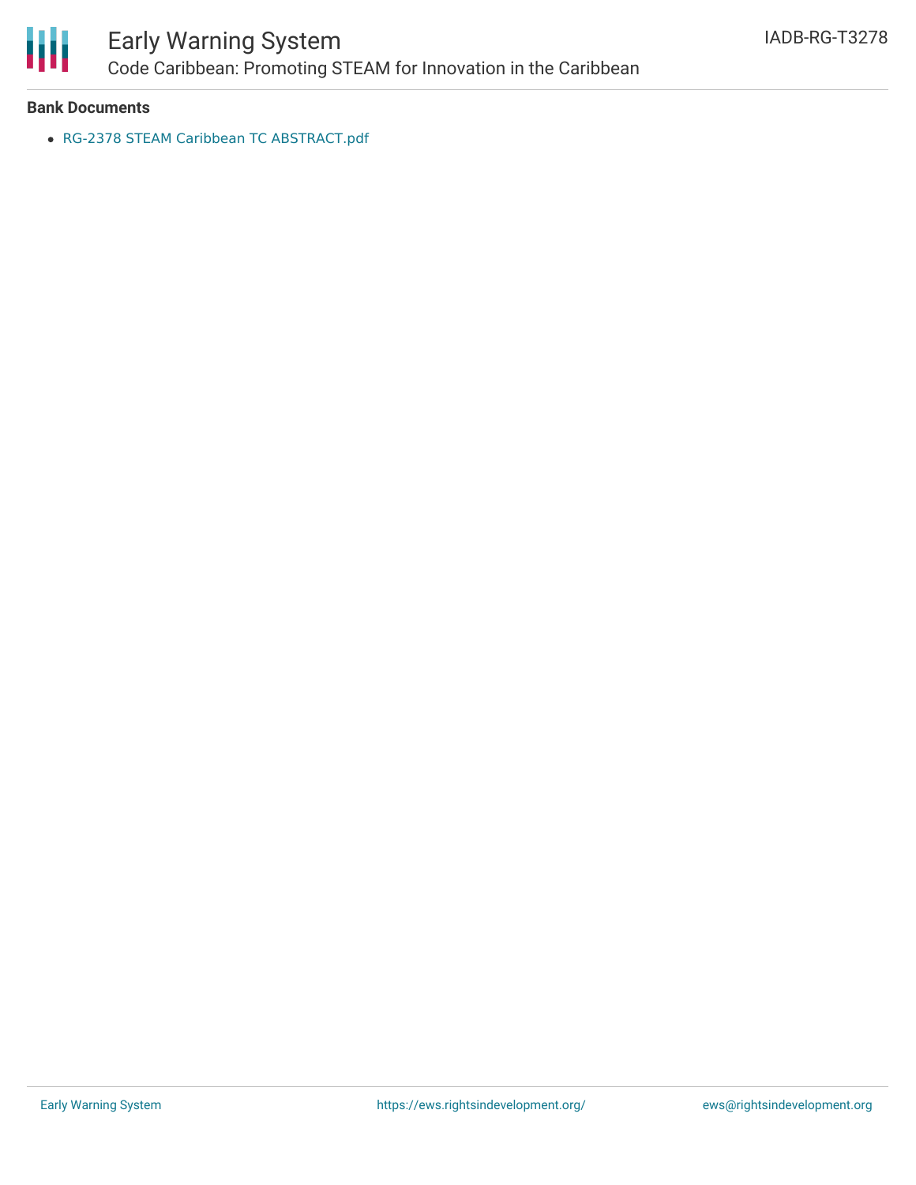**Bank Documents**

- RG-2378 STEAM Caribbean TC ABSTRACT.pdf